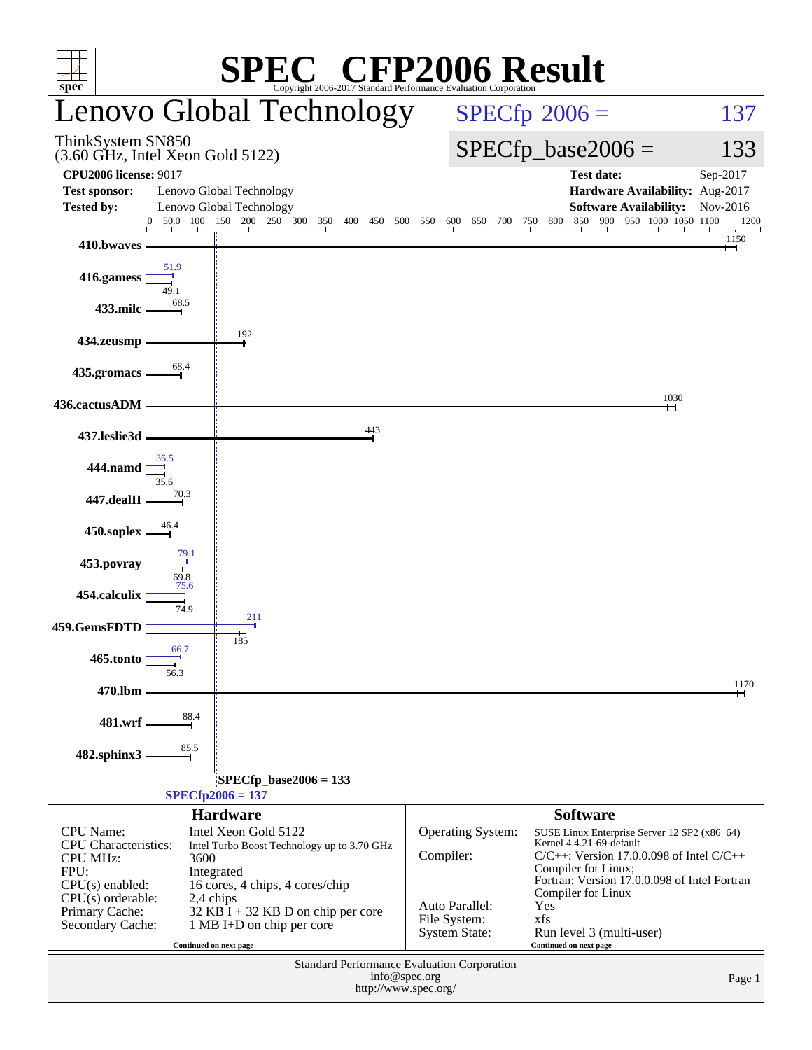# SPEC CFP2006 Result

Copyright 2006-2017 Standard Performance Evaluation Corporation

## Lenovo Global Technology

ThinkSystem SN850
(3.60 GHz, Intel Xeon Gold 5122)

SPECfp 2006 = 137

SPECfp_base2006 = 133

**CPU2006 license:** 9017
**Test sponsor:** Lenovo Global Technology
**Tested by:** Lenovo Global Technology

**Test date:** Sep-2017
**Hardware Availability:** Aug-2017
**Software Availability:** Nov-2016

0 50.0 100 150 200 250 300 350 400 450 500 550 600 650 700 750 800 850 900 950 1000 1050 1100 1200

410.bwaves 1150
416.gamess 51.9 49.1
433.milc 68.5
434.zeusmp 192
435.gromacs 68.4
436.cactusADM 1030
437.leslie3d 443
444.namd 36.5 35.6
447.dealII 70.3
450.soplex 46.4
453.povray 79.1 69.8
454.calculix 75.6 74.9
459.GemsFDTD 211 185
465.tonto 66.7 56.3
470.lbm 1170
481.wrf 88.4
482.sphinx3 85.5

SPECfp_base2006 = 133
SPECfp2006 = 137

### Hardware

| | |
|---|---|
| CPU Name: | Intel Xeon Gold 5122 |
| CPU Characteristics: | Intel Turbo Boost Technology up to 3.70 GHz |
| CPU MHz: | 3600 |
| FPU: | Integrated |
| CPU(s) enabled: | 16 cores, 4 chips, 4 cores/chip |
| CPU(s) orderable: | 2,4 chips |
| Primary Cache: | 32 KB I + 32 KB D on chip per core |
| Secondary Cache: | 1 MB I+D on chip per core |

Continued on next page

### Software

| | |
|---|---|
| Operating System: | SUSE Linux Enterprise Server 12 SP2 (x86_64) Kernel 4.4.21-69-default |
| Compiler: | C/C++: Version 17.0.0.098 of Intel C/C++ Compiler for Linux; Fortran: Version 17.0.0.098 of Intel Fortran Compiler for Linux |
| Auto Parallel: | Yes |
| File System: | xfs |
| System State: | Run level 3 (multi-user) |

Continued on next page

Standard Performance Evaluation Corporation
info@spec.org
http://www.spec.org/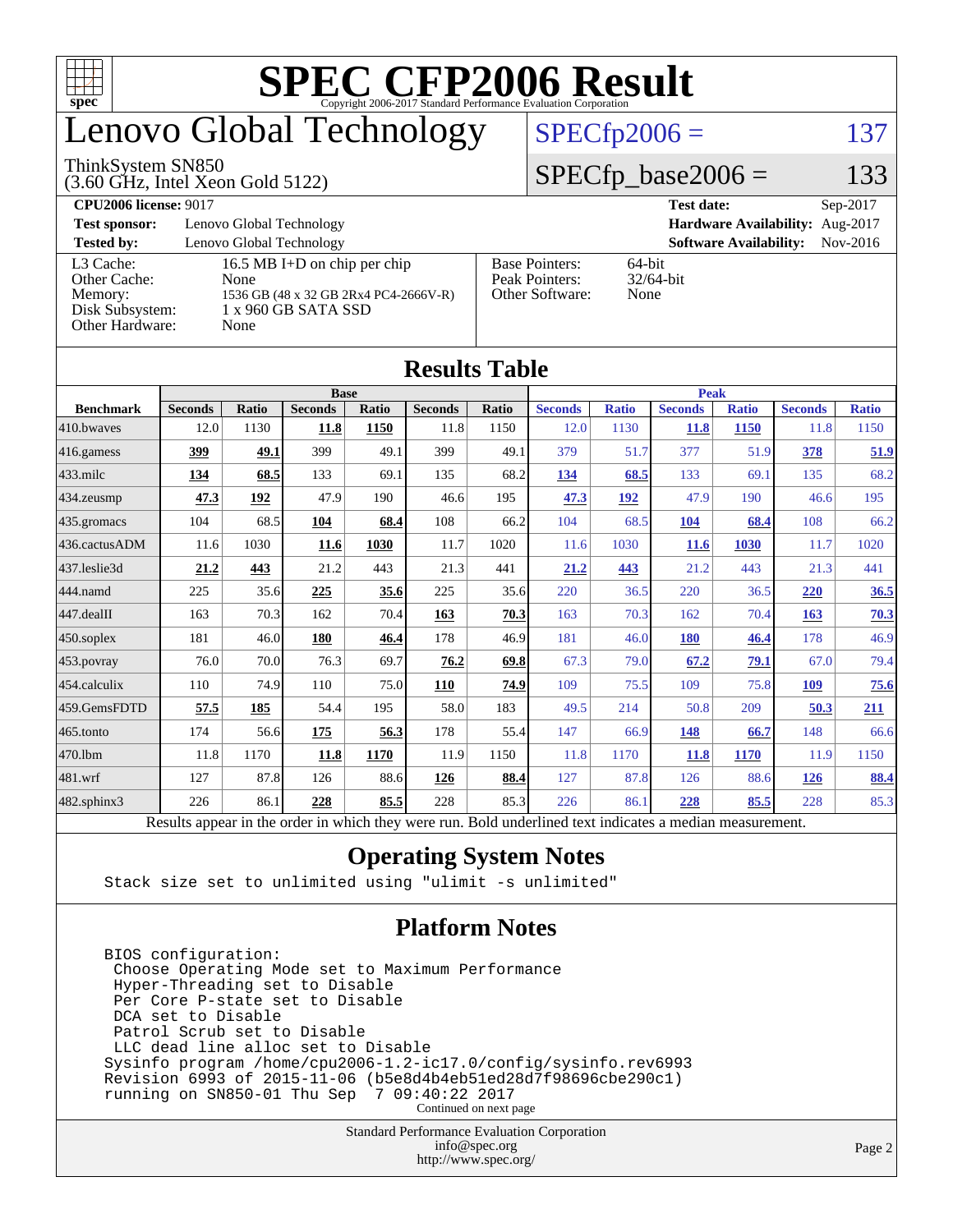# SPEC CFP2006 Result

Copyright 2006-2017 Standard Performance Evaluation Corporation

## Lenovo Global Technology

ThinkSystem SN850
(3.60 GHz, Intel Xeon Gold 5122)

SPECfp2006 = 137

SPECfp_base2006 = 133

| | | | |
|---|---|---|---|
| **CPU2006 license:** 9017 | | **Test date:** | Sep-2017 |
| **Test sponsor:** | Lenovo Global Technology | **Hardware Availability:** | Aug-2017 |
| **Tested by:** | Lenovo Global Technology | **Software Availability:** | Nov-2016 |

| | | | |
|---|---|---|---|
| L3 Cache: | 16.5 MB I+D on chip per chip | Base Pointers: | 64-bit |
| Other Cache: | None | Peak Pointers: | 32/64-bit |
| Memory: | 1536 GB (48 x 32 GB 2Rx4 PC4-2666V-R) | Other Software: | None |
| Disk Subsystem: | 1 x 960 GB SATA SSD | | |
| Other Hardware: | None | | |

## Results Table

| | Base | | | | | | Peak | | | | | |
|---|---|---|---|---|---|---|---|---|---|---|---|---|
| **Benchmark** | **Seconds** | **Ratio** | **Seconds** | **Ratio** | **Seconds** | **Ratio** | **Seconds** | **Ratio** | **Seconds** | **Ratio** | **Seconds** | **Ratio** |
| 410.bwaves | 12.0 | 1130 | **11.8** | **1150** | 11.8 | 1150 | 12.0 | 1130 | **11.8** | **1150** | 11.8 | 1150 |
| 416.gamess | **399** | **49.1** | 399 | 49.1 | 399 | 49.1 | 379 | 51.7 | 377 | 51.9 | **378** | **51.9** |
| 433.milc | **134** | **68.5** | 133 | 69.1 | 135 | 68.2 | **134** | **68.5** | 133 | 69.1 | 135 | 68.2 |
| 434.zeusmp | **47.3** | **192** | 47.9 | 190 | 46.6 | 195 | **47.3** | **192** | 47.9 | 190 | 46.6 | 195 |
| 435.gromacs | 104 | 68.5 | **104** | **68.4** | 108 | 66.2 | 104 | 68.5 | **104** | **68.4** | 108 | 66.2 |
| 436.cactusADM | 11.6 | 1030 | **11.6** | **1030** | 11.7 | 1020 | 11.6 | 1030 | **11.6** | **1030** | 11.7 | 1020 |
| 437.leslie3d | **21.2** | **443** | 21.2 | 443 | 21.3 | 441 | **21.2** | **443** | 21.2 | 443 | 21.3 | 441 |
| 444.namd | 225 | 35.6 | **225** | **35.6** | 225 | 35.6 | 220 | 36.5 | 220 | 36.5 | **220** | **36.5** |
| 447.dealII | 163 | 70.3 | 162 | 70.4 | **163** | **70.3** | 163 | 70.3 | 162 | 70.4 | **163** | **70.3** |
| 450.soplex | 181 | 46.0 | **180** | **46.4** | 178 | 46.9 | 181 | 46.0 | **180** | **46.4** | 178 | 46.9 |
| 453.povray | 76.0 | 70.0 | 76.3 | 69.7 | **76.2** | **69.8** | 67.3 | 79.0 | **67.2** | **79.1** | 67.0 | 79.4 |
| 454.calculix | 110 | 74.9 | 110 | 75.0 | **110** | **74.9** | 109 | 75.5 | 109 | 75.8 | **109** | **75.6** |
| 459.GemsFDTD | **57.5** | **185** | 54.4 | 195 | 58.0 | 183 | 49.5 | 214 | 50.8 | 209 | **50.3** | **211** |
| 465.tonto | 174 | 56.6 | **175** | **56.3** | 178 | 55.4 | 147 | 66.9 | **148** | **66.7** | 148 | 66.6 |
| 470.lbm | 11.8 | 1170 | **11.8** | **1170** | 11.9 | 1150 | 11.8 | 1170 | **11.8** | **1170** | 11.9 | 1150 |
| 481.wrf | 127 | 87.8 | 126 | 88.6 | **126** | **88.4** | 127 | 87.8 | 126 | 88.6 | **126** | **88.4** |
| 482.sphinx3 | 226 | 86.1 | **228** | **85.5** | 228 | 85.3 | 226 | 86.1 | **228** | **85.5** | 228 | 85.3 |

Results appear in the order in which they were run. Bold underlined text indicates a median measurement.

## Operating System Notes

```
Stack size set to unlimited using "ulimit -s unlimited"
```

## Platform Notes

```
BIOS configuration:
 Choose Operating Mode set to Maximum Performance
 Hyper-Threading set to Disable
 Per Core P-state set to Disable
 DCA set to Disable
 Patrol Scrub set to Disable
 LLC dead line alloc set to Disable
Sysinfo program /home/cpu2006-1.2-ic17.0/config/sysinfo.rev6993
Revision 6993 of 2015-11-06 (b5e8d4b4eb51ed28d7f98696cbe290c1)
running on SN850-01 Thu Sep  7 09:40:22 2017
```

Continued on next page

Standard Performance Evaluation Corporation
info@spec.org
http://www.spec.org/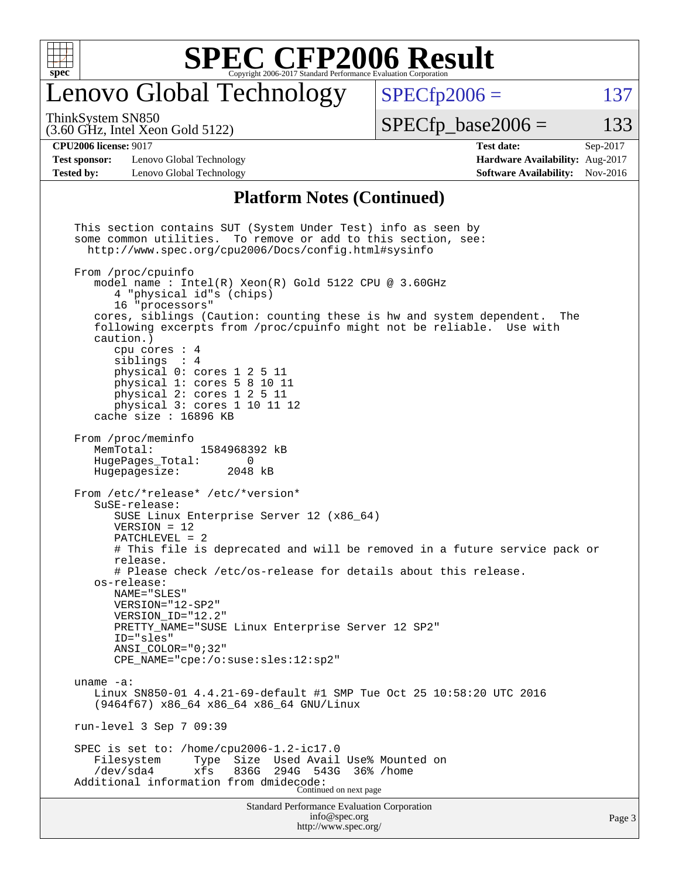# Lenovo Global Technology

ThinkSystem SN850
(3.60 GHz, Intel Xeon Gold 5122)

SPECfp2006 = 137

SPECfp_base2006 = 133

**CPU2006 license:** 9017
**Test sponsor:** Lenovo Global Technology
**Tested by:** Lenovo Global Technology

**Test date:** Sep-2017
**Hardware Availability:** Aug-2017
**Software Availability:** Nov-2016

## Platform Notes (Continued)

```
This section contains SUT (System Under Test) info as seen by
some common utilities.  To remove or add to this section, see:
  http://www.spec.org/cpu2006/Docs/config.html#sysinfo

From /proc/cpuinfo
   model name : Intel(R) Xeon(R) Gold 5122 CPU @ 3.60GHz
      4 "physical id"s (chips)
      16 "processors"
   cores, siblings (Caution: counting these is hw and system dependent.  The
   following excerpts from /proc/cpuinfo might not be reliable.  Use with
   caution.)
      cpu cores : 4
      siblings  : 4
      physical 0: cores 1 2 5 11
      physical 1: cores 5 8 10 11
      physical 2: cores 1 2 5 11
      physical 3: cores 1 10 11 12
   cache size : 16896 KB

From /proc/meminfo
   MemTotal:       1584968392 kB
   HugePages_Total:       0
   Hugepagesize:       2048 kB

From /etc/*release* /etc/*version*
   SuSE-release:
      SUSE Linux Enterprise Server 12 (x86_64)
      VERSION = 12
      PATCHLEVEL = 2
      # This file is deprecated and will be removed in a future service pack or
      release.
      # Please check /etc/os-release for details about this release.
   os-release:
      NAME="SLES"
      VERSION="12-SP2"
      VERSION_ID="12.2"
      PRETTY_NAME="SUSE Linux Enterprise Server 12 SP2"
      ID="sles"
      ANSI_COLOR="0;32"
      CPE_NAME="cpe:/o:suse:sles:12:sp2"

uname -a:
   Linux SN850-01 4.4.21-69-default #1 SMP Tue Oct 25 10:58:20 UTC 2016
   (9464f67) x86_64 x86_64 x86_64 GNU/Linux

run-level 3 Sep 7 09:39

SPEC is set to: /home/cpu2006-1.2-ic17.0
   Filesystem     Type  Size  Used Avail Use% Mounted on
   /dev/sda4      xfs   836G  294G  543G  36% /home
Additional information from dmidecode:
```

Continued on next page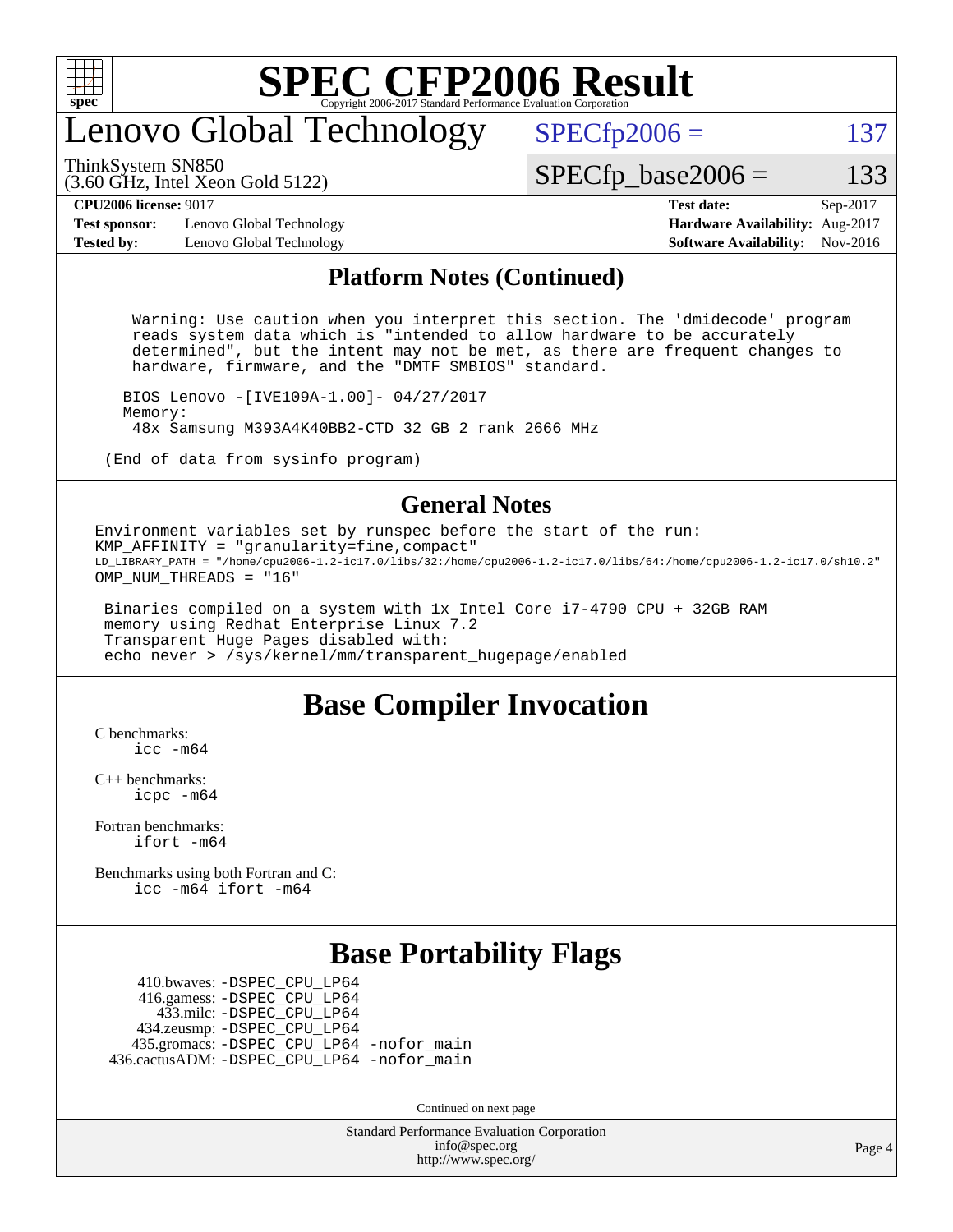# SPEC CFP2006 Result

Copyright 2006-2017 Standard Performance Evaluation Corporation

## Lenovo Global Technology

ThinkSystem SN850
(3.60 GHz, Intel Xeon Gold 5122)

SPECfp2006 = 137

SPECfp_base2006 = 133

| | | | |
|---|---|---|---|
| **CPU2006 license:** 9017 | | **Test date:** | Sep-2017 |
| **Test sponsor:** | Lenovo Global Technology | **Hardware Availability:** | Aug-2017 |
| **Tested by:** | Lenovo Global Technology | **Software Availability:** | Nov-2016 |

## Platform Notes (Continued)

```
   Warning: Use caution when you interpret this section. The 'dmidecode' program
   reads system data which is "intended to allow hardware to be accurately
   determined", but the intent may not be met, as there are frequent changes to
   hardware, firmware, and the "DMTF SMBIOS" standard.

  BIOS Lenovo -[IVE109A-1.00]- 04/27/2017
  Memory:
   48x Samsung M393A4K40BB2-CTD 32 GB 2 rank 2666 MHz

(End of data from sysinfo program)
```

## General Notes

```
Environment variables set by runspec before the start of the run:
KMP_AFFINITY = "granularity=fine,compact"
LD_LIBRARY_PATH = "/home/cpu2006-1.2-ic17.0/libs/32:/home/cpu2006-1.2-ic17.0/libs/64:/home/cpu2006-1.2-ic17.0/sh10.2"
OMP_NUM_THREADS = "16"

 Binaries compiled on a system with 1x Intel Core i7-4790 CPU + 32GB RAM
 memory using Redhat Enterprise Linux 7.2
 Transparent Huge Pages disabled with:
 echo never > /sys/kernel/mm/transparent_hugepage/enabled
```

## Base Compiler Invocation

C benchmarks:
    icc -m64

C++ benchmarks:
    icpc -m64

Fortran benchmarks:
    ifort -m64

Benchmarks using both Fortran and C:
    icc -m64 ifort -m64

## Base Portability Flags

410.bwaves: -DSPEC_CPU_LP64
416.gamess: -DSPEC_CPU_LP64
433.milc: -DSPEC_CPU_LP64
434.zeusmp: -DSPEC_CPU_LP64
435.gromacs: -DSPEC_CPU_LP64 -nofor_main
436.cactusADM: -DSPEC_CPU_LP64 -nofor_main

Continued on next page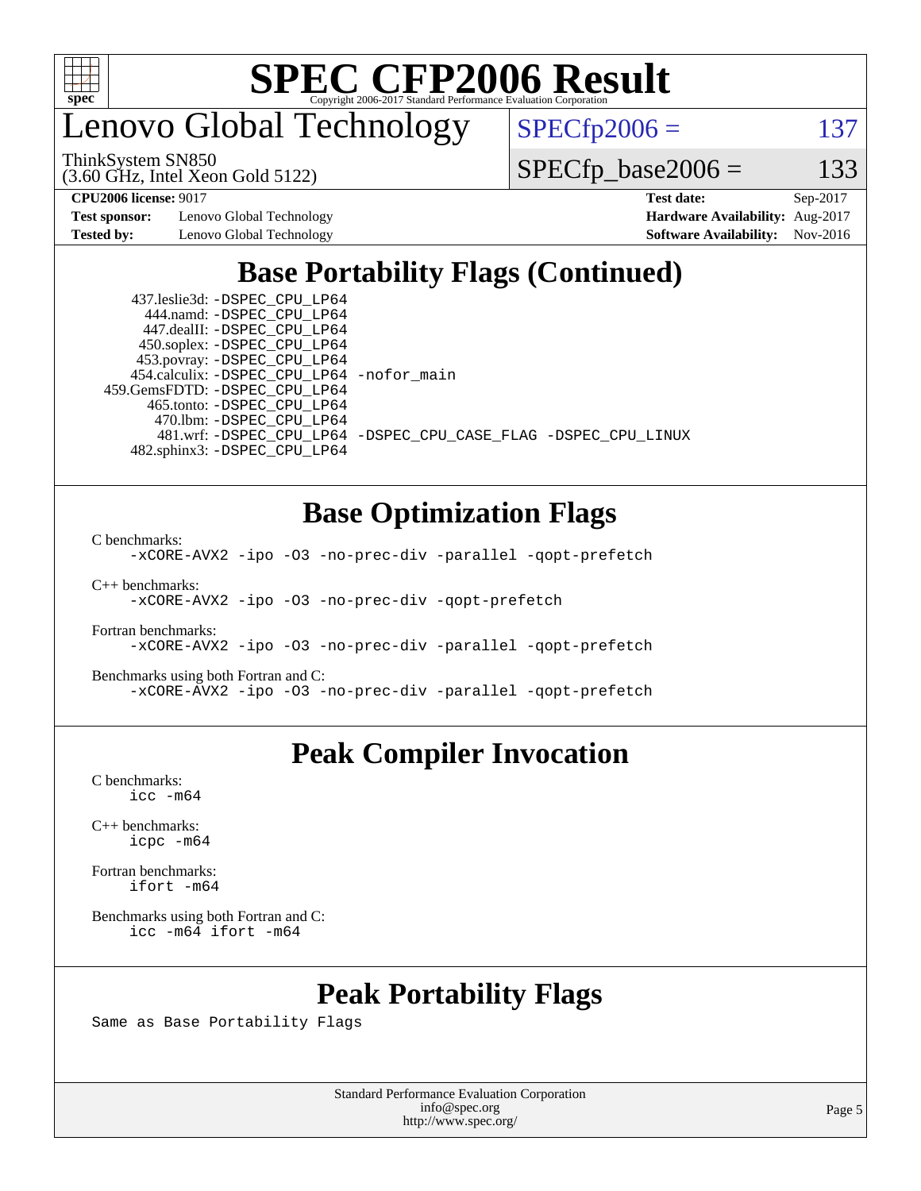# Lenovo Global Technology

ThinkSystem SN850
(3.60 GHz, Intel Xeon Gold 5122)

SPECfp2006 = 137

SPECfp_base2006 = 133

**CPU2006 license:** 9017
**Test sponsor:** Lenovo Global Technology
**Tested by:** Lenovo Global Technology

**Test date:** Sep-2017
**Hardware Availability:** Aug-2017
**Software Availability:** Nov-2016

## Base Portability Flags (Continued)

```
   437.leslie3d: -DSPEC_CPU_LP64
      444.namd: -DSPEC_CPU_LP64
    447.dealII: -DSPEC_CPU_LP64
    450.soplex: -DSPEC_CPU_LP64
    453.povray: -DSPEC_CPU_LP64
  454.calculix: -DSPEC_CPU_LP64 -nofor_main
 459.GemsFDTD: -DSPEC_CPU_LP64
     465.tonto: -DSPEC_CPU_LP64
       470.lbm: -DSPEC_CPU_LP64
       481.wrf: -DSPEC_CPU_LP64 -DSPEC_CPU_CASE_FLAG -DSPEC_CPU_LINUX
   482.sphinx3: -DSPEC_CPU_LP64
```

## Base Optimization Flags

C benchmarks:
```
-xCORE-AVX2 -ipo -O3 -no-prec-div -parallel -qopt-prefetch
```

C++ benchmarks:
```
-xCORE-AVX2 -ipo -O3 -no-prec-div -qopt-prefetch
```

Fortran benchmarks:
```
-xCORE-AVX2 -ipo -O3 -no-prec-div -parallel -qopt-prefetch
```

Benchmarks using both Fortran and C:
```
-xCORE-AVX2 -ipo -O3 -no-prec-div -parallel -qopt-prefetch
```

## Peak Compiler Invocation

C benchmarks:
```
icc -m64
```

C++ benchmarks:
```
icpc -m64
```

Fortran benchmarks:
```
ifort -m64
```

Benchmarks using both Fortran and C:
```
icc -m64 ifort -m64
```

## Peak Portability Flags

Same as Base Portability Flags

Standard Performance Evaluation Corporation
info@spec.org
http://www.spec.org/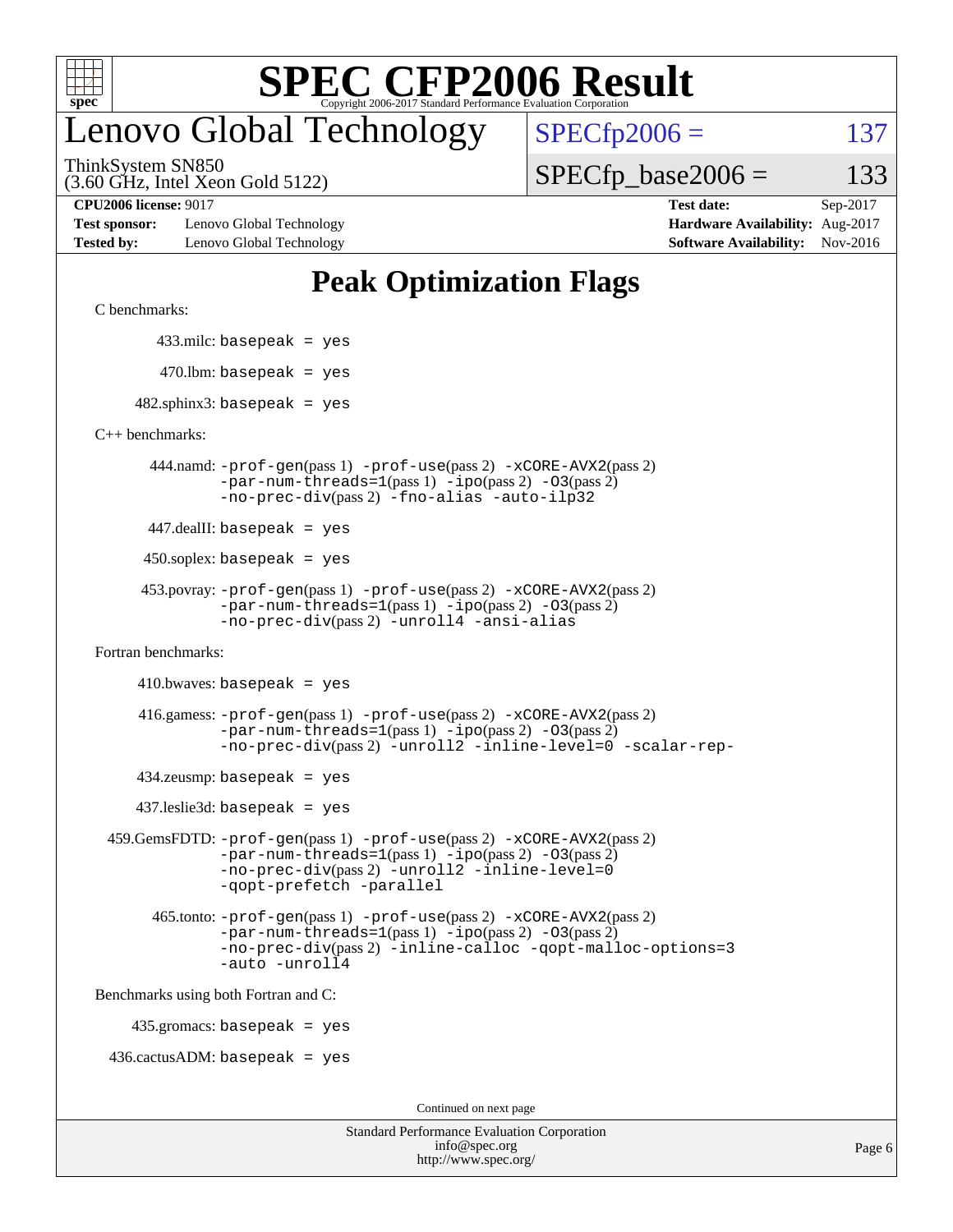# Lenovo Global Technology

ThinkSystem SN850
(3.60 GHz, Intel Xeon Gold 5122)

SPECfp2006 = 137

SPECfp_base2006 = 133

**CPU2006 license:** 9017
**Test sponsor:** Lenovo Global Technology
**Tested by:** Lenovo Global Technology

**Test date:** Sep-2017
**Hardware Availability:** Aug-2017
**Software Availability:** Nov-2016

## Peak Optimization Flags

C benchmarks:

433.milc: basepeak = yes

470.lbm: basepeak = yes

482.sphinx3: basepeak = yes

C++ benchmarks:

444.namd: -prof-gen(pass 1) -prof-use(pass 2) -xCORE-AVX2(pass 2) -par-num-threads=1(pass 1) -ipo(pass 2) -O3(pass 2) -no-prec-div(pass 2) -fno-alias -auto-ilp32

447.dealII: basepeak = yes

450.soplex: basepeak = yes

453.povray: -prof-gen(pass 1) -prof-use(pass 2) -xCORE-AVX2(pass 2) -par-num-threads=1(pass 1) -ipo(pass 2) -O3(pass 2) -no-prec-div(pass 2) -unroll4 -ansi-alias

Fortran benchmarks:

410.bwaves: basepeak = yes

416.gamess: -prof-gen(pass 1) -prof-use(pass 2) -xCORE-AVX2(pass 2) -par-num-threads=1(pass 1) -ipo(pass 2) -O3(pass 2) -no-prec-div(pass 2) -unroll2 -inline-level=0 -scalar-rep-

434.zeusmp: basepeak = yes

437.leslie3d: basepeak = yes

459.GemsFDTD: -prof-gen(pass 1) -prof-use(pass 2) -xCORE-AVX2(pass 2) -par-num-threads=1(pass 1) -ipo(pass 2) -O3(pass 2) -no-prec-div(pass 2) -unroll2 -inline-level=0 -qopt-prefetch -parallel

465.tonto: -prof-gen(pass 1) -prof-use(pass 2) -xCORE-AVX2(pass 2) -par-num-threads=1(pass 1) -ipo(pass 2) -O3(pass 2) -no-prec-div(pass 2) -inline-calloc -qopt-malloc-options=3 -auto -unroll4

Benchmarks using both Fortran and C:

435.gromacs: basepeak = yes

436.cactusADM: basepeak = yes

Continued on next page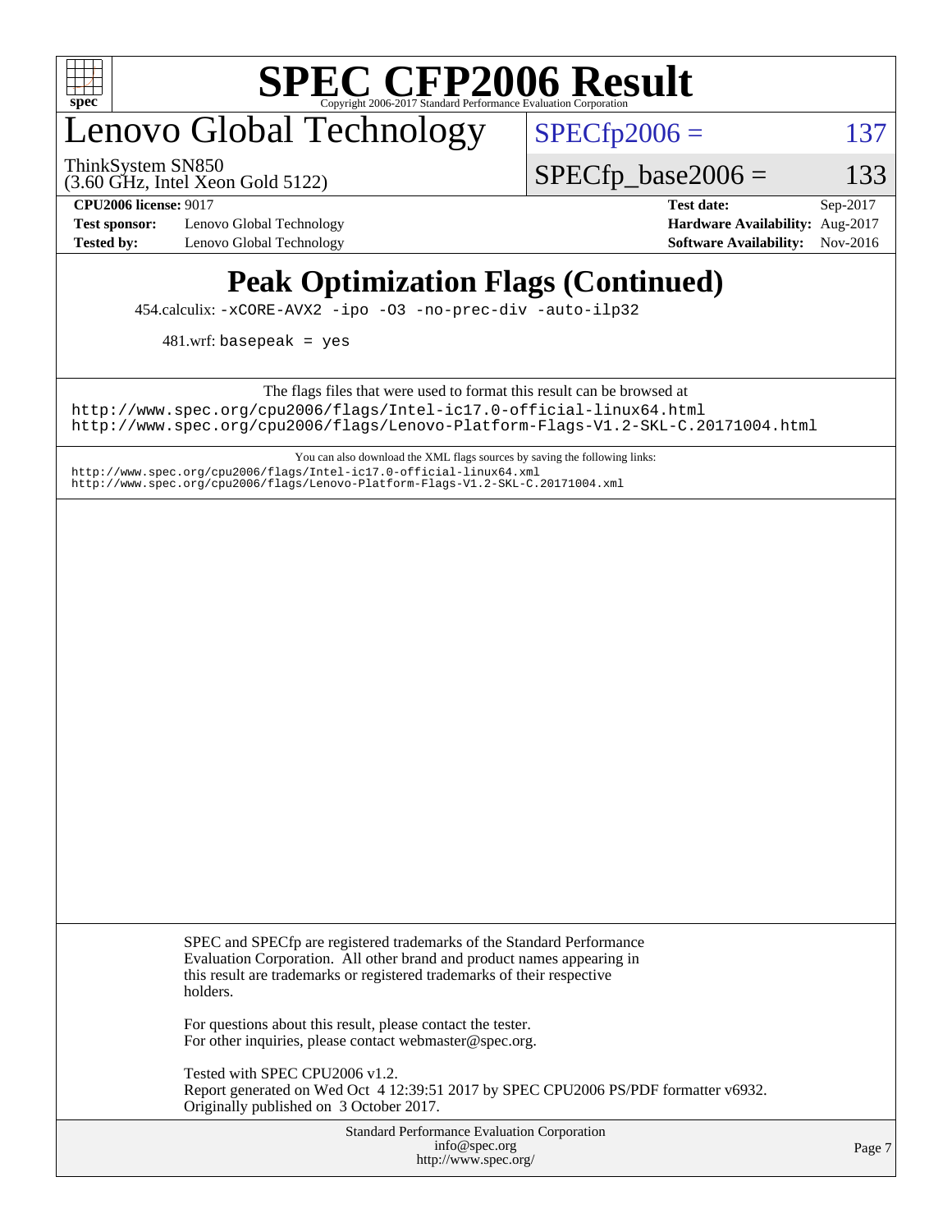# SPEC CFP2006 Result

Copyright 2006-2017 Standard Performance Evaluation Corporation

## Lenovo Global Technology

ThinkSystem SN850
(3.60 GHz, Intel Xeon Gold 5122)

SPECfp2006 = 137

SPECfp_base2006 = 133

**CPU2006 license:** 9017
**Test sponsor:** Lenovo Global Technology
**Tested by:** Lenovo Global Technology

**Test date:** Sep-2017
**Hardware Availability:** Aug-2017
**Software Availability:** Nov-2016

## Peak Optimization Flags (Continued)

454.calculix: -xCORE-AVX2 -ipo -O3 -no-prec-div -auto-ilp32

481.wrf: basepeak = yes

The flags files that were used to format this result can be browsed at
http://www.spec.org/cpu2006/flags/Intel-ic17.0-official-linux64.html
http://www.spec.org/cpu2006/flags/Lenovo-Platform-Flags-V1.2-SKL-C.20171004.html

You can also download the XML flags sources by saving the following links:
http://www.spec.org/cpu2006/flags/Intel-ic17.0-official-linux64.xml
http://www.spec.org/cpu2006/flags/Lenovo-Platform-Flags-V1.2-SKL-C.20171004.xml

SPEC and SPECfp are registered trademarks of the Standard Performance Evaluation Corporation. All other brand and product names appearing in this result are trademarks or registered trademarks of their respective holders.

For questions about this result, please contact the tester.
For other inquiries, please contact webmaster@spec.org.

Tested with SPEC CPU2006 v1.2.
Report generated on Wed Oct 4 12:39:51 2017 by SPEC CPU2006 PS/PDF formatter v6932.
Originally published on 3 October 2017.

Standard Performance Evaluation Corporation
info@spec.org
http://www.spec.org/